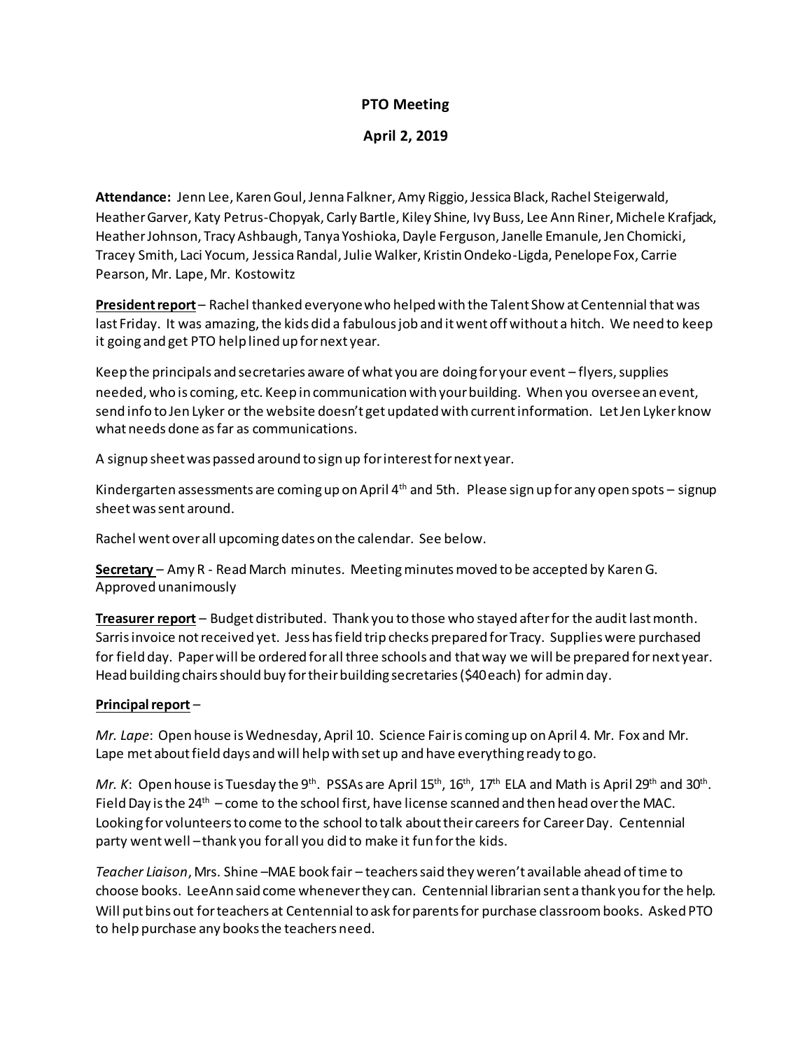# PTO Meeting

## April 2, 2019

**Attendance:** Jenn Lee, Karen Goul, Jenna Falkner, Amy Riggio, Jessica Black, Rachel Steigerwald, Heather Garver, Katy Petrus-Chopyak, Carly Bartle, Kiley Shine, Ivy Buss, Lee Ann Riner, Michele Krafjack, Heather Johnson, Tracy Ashbaugh, Tanya Yoshioka, Dayle Ferguson, Janelle Emanule, Jen Chomicki, Tracey Smith, Laci Yocum, Jessica Randal, Julie Walker, Kristin Ondeko-Ligda, Penelope Fox, Carrie Pearson, Mr. Lape, Mr. Kostowitz

**President report** – Rachel thanked everyone who helped with the Talent Show at Centennial that was last Friday. It was amazing, the kids did a fabulous job and it went off without a hitch. We need to keep it going and get PTO help lined up for next year.

Keep the principals and secretaries aware of what you are doing for your event – flyers, supplies needed, who is coming, etc. Keep in communication with your building. When you oversee an event, send info to Jen Lyker or the website doesn't get updated with current information. Let Jen Lyker know what needs done as far as communications.

A signup sheet was passed around to sign up for interest for next year.

Kindergarten assessments are coming up on April 4th and 5th. Please sign up for any open spots – signup sheet was sent around.

Rachel went over all upcoming dates on the calendar. See below.

**Secretary** – Amy R - Read March minutes. Meeting minutes moved to be accepted by Karen G. Approved unanimously

**Treasurer report** – Budget distributed. Thank you to those who stayed after for the audit last month. Sarris invoice not received yet. Jess has field trip checks prepared for Tracy. Supplies were purchased for field day. Paper will be ordered for all three schools and that way we will be prepared for next year. Head building chairs should buy for their building secretaries ($40 each) for admin day.

**Principal report** –

*Mr. Lape*: Open house is Wednesday, April 10. Science Fair is coming up on April 4. Mr. Fox and Mr. Lape met about field days and will help with set up and have everything ready to go.

*Mr. K*: Open house is Tuesday the 9th. PSSAs are April 15th, 16th, 17th ELA and Math is April 29th and 30th. Field Day is the 24th – come to the school first, have license scanned and then head over the MAC. Looking for volunteers to come to the school to talk about their careers for Career Day. Centennial party went well – thank you for all you did to make it fun for the kids.

*Teacher Liaison*, Mrs. Shine –MAE book fair – teachers said they weren't available ahead of time to choose books. LeeAnn said come whenever they can. Centennial librarian sent a thank you for the help. Will put bins out for teachers at Centennial to ask for parents for purchase classroom books. Asked PTO to help purchase any books the teachers need.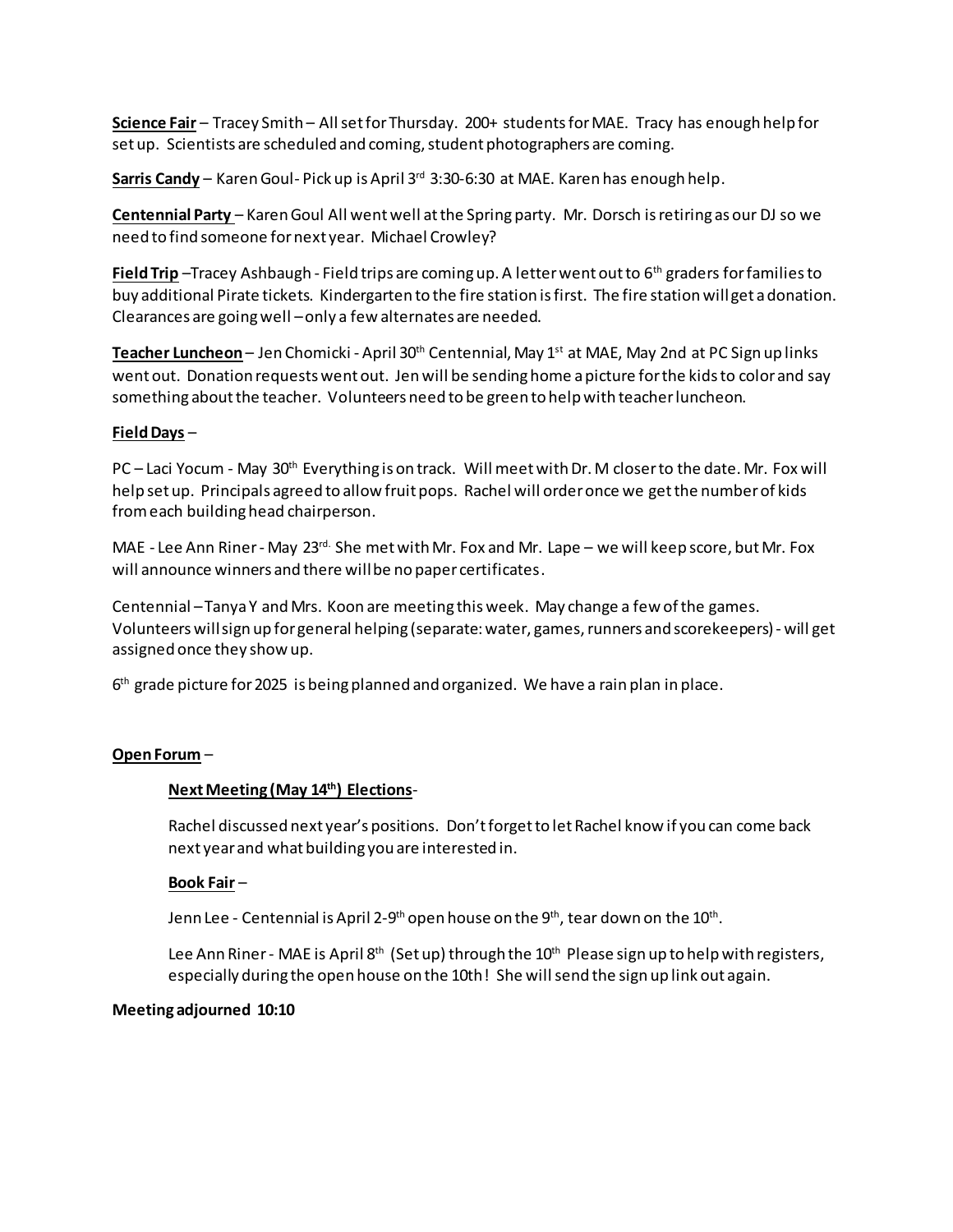**Science Fair** – Tracey Smith – All set for Thursday. 200+ students for MAE. Tracy has enough help for set up. Scientists are scheduled and coming, student photographers are coming.

**Sarris Candy** – Karen Goul - Pick up is April 3rd 3:30-6:30 at MAE. Karen has enough help.

**Centennial Party** – Karen Goul All went well at the Spring party. Mr. Dorsch is retiring as our DJ so we need to find someone for next year. Michael Crowley?

**Field Trip** –Tracey Ashbaugh - Field trips are coming up. A letter went out to 6th graders for families to buy additional Pirate tickets. Kindergarten to the fire station is first. The fire station will get a donation. Clearances are going well – only a few alternates are needed.

**Teacher Luncheon** – Jen Chomicki - April 30th Centennial, May 1st at MAE, May 2nd at PC Sign up links went out. Donation requests went out. Jen will be sending home a picture for the kids to color and say something about the teacher. Volunteers need to be green to help with teacher luncheon.

**Field Days** –

PC – Laci Yocum - May 30th Everything is on track. Will meet with Dr. M closer to the date. Mr. Fox will help set up. Principals agreed to allow fruit pops. Rachel will order once we get the number of kids from each building head chairperson.

MAE - Lee Ann Riner - May 23rd. She met with Mr. Fox and Mr. Lape – we will keep score, but Mr. Fox will announce winners and there will be no paper certificates.

Centennial – Tanya Y and Mrs. Koon are meeting this week. May change a few of the games. Volunteers will sign up for general helping (separate: water, games, runners and scorekeepers) - will get assigned once they show up.

6th grade picture for 2025 is being planned and organized. We have a rain plan in place.

**Open Forum** –

**Next Meeting (May 14th) Elections**-

Rachel discussed next year's positions. Don't forget to let Rachel know if you can come back next year and what building you are interested in.

**Book Fair** –

Jenn Lee - Centennial is April 2-9th open house on the 9th, tear down on the 10th.

Lee Ann Riner - MAE is April 8th (Set up) through the 10th Please sign up to help with registers, especially during the open house on the 10th! She will send the sign up link out again.

**Meeting adjourned 10:10**